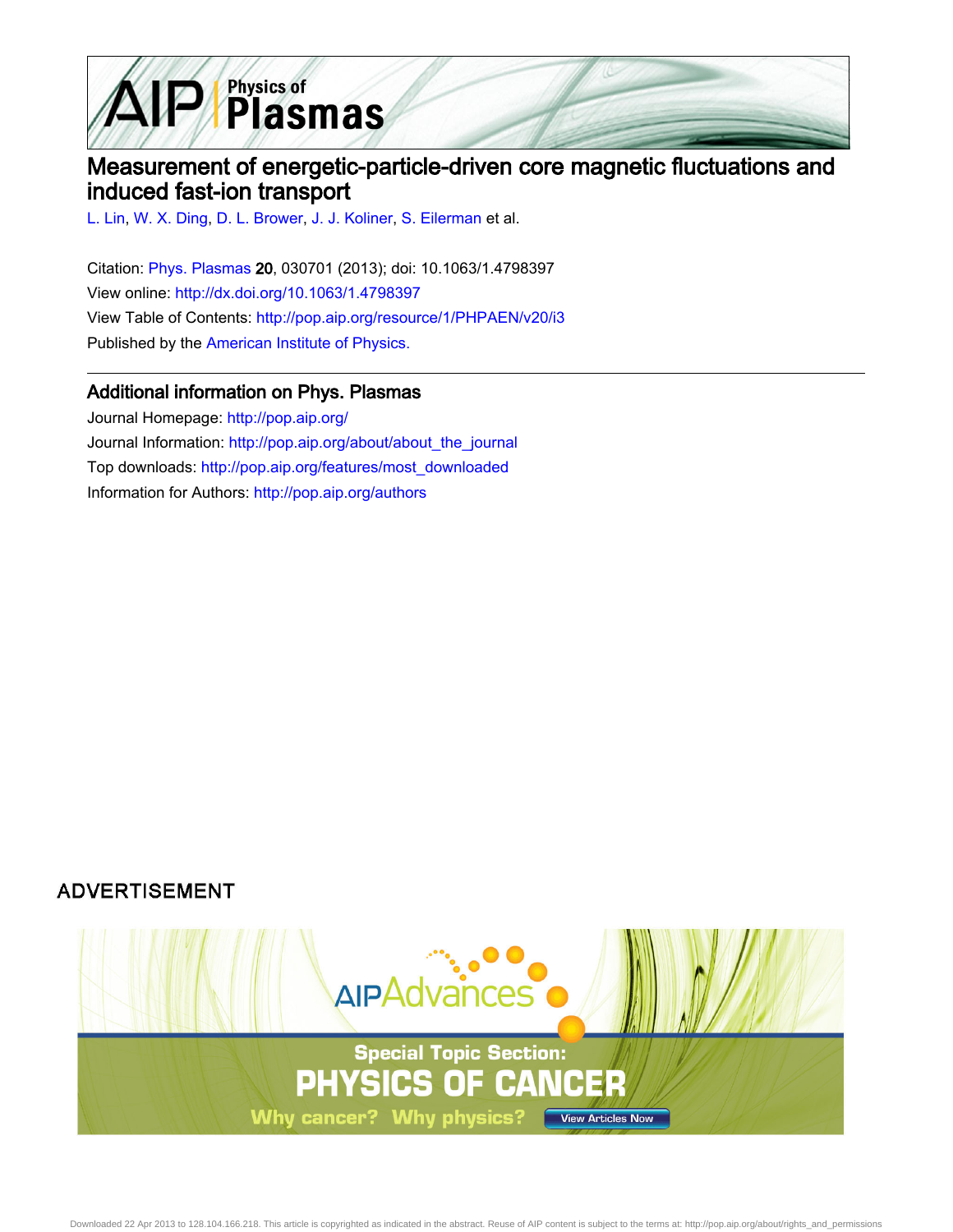# Measurement of energetic-particle-driven core magnetic fluctuations and induced fast-ion transport

L. Lin, W. X. Ding, D. L. Brower, J. J. Koliner, S. Eilerman et al.

Citation: Phys. Plasmas **20**, 030701 (2013); doi: 10.1063/1.4798397

View online: http://dx.doi.org/10.1063/1.4798397

View Table of Contents: http://pop.aip.org/resource/1/PHPAEN/v20/i3

Published by the American Institute of Physics.

## Additional information on Phys. Plasmas

Journal Homepage: http://pop.aip.org/

Journal Information: http://pop.aip.org/about/about_the_journal

Top downloads: http://pop.aip.org/features/most_downloaded

Information for Authors: http://pop.aip.org/authors

ADVERTISEMENT

Downloaded 22 Apr 2013 to 128.104.166.218. This article is copyrighted as indicated in the abstract. Reuse of AIP content is subject to the terms at: http://pop.aip.org/about/rights_and_permissions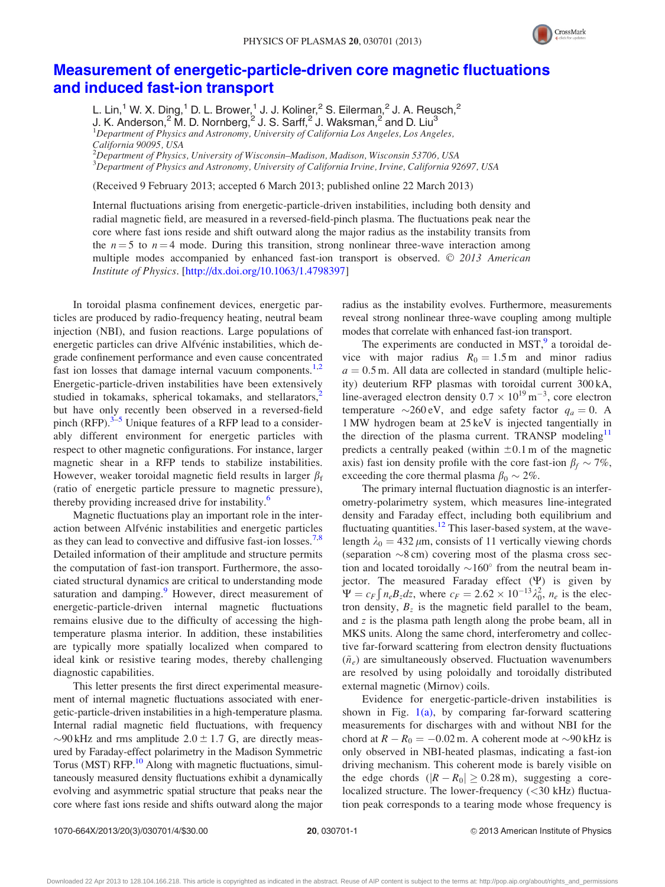# Measurement of energetic-particle-driven core magnetic fluctuations and induced fast-ion transport

L. Lin,[1] W. X. Ding,[1] D. L. Brower,[1] J. J. Koliner,[2] S. Eilerman,[2] J. A. Reusch,[2] J. K. Anderson,[2] M. D. Nornberg,[2] J. S. Sarff,[2] J. Waksman,[2] and D. Liu[3]

[1]Department of Physics and Astronomy, University of California Los Angeles, Los Angeles, California 90095, USA

[2]Department of Physics, University of Wisconsin–Madison, Madison, Wisconsin 53706, USA

[3]Department of Physics and Astronomy, University of California Irvine, Irvine, California 92697, USA

(Received 9 February 2013; accepted 6 March 2013; published online 22 March 2013)

Internal fluctuations arising from energetic-particle-driven instabilities, including both density and radial magnetic field, are measured in a reversed-field-pinch plasma. The fluctuations peak near the core where fast ions reside and shift outward along the major radius as the instability transits from the $n = 5$ to $n = 4$ mode. During this transition, strong nonlinear three-wave interaction among multiple modes accompanied by enhanced fast-ion transport is observed. © *2013 American Institute of Physics*. [http://dx.doi.org/10.1063/1.4798397]

In toroidal plasma confinement devices, energetic particles are produced by radio-frequency heating, neutral beam injection (NBI), and fusion reactions. Large populations of energetic particles can drive Alfvénic instabilities, which degrade confinement performance and even cause concentrated fast ion losses that damage internal vacuum components.[1,2] Energetic-particle-driven instabilities have been extensively studied in tokamaks, spherical tokamaks, and stellarators,[2] but have only recently been observed in a reversed-field pinch (RFP).[3–5] Unique features of a RFP lead to a considerably different environment for energetic particles with respect to other magnetic configurations. For instance, larger magnetic shear in a RFP tends to stabilize instabilities. However, weaker toroidal magnetic field results in larger $\beta_f$ (ratio of energetic particle pressure to magnetic pressure), thereby providing increased drive for instability.[6]

Magnetic fluctuations play an important role in the interaction between Alfvénic instabilities and energetic particles as they can lead to convective and diffusive fast-ion losses.[7,8] Detailed information of their amplitude and structure permits the computation of fast-ion transport. Furthermore, the associated structural dynamics are critical to understanding mode saturation and damping.[9] However, direct measurement of energetic-particle-driven internal magnetic fluctuations remains elusive due to the difficulty of accessing the high-temperature plasma interior. In addition, these instabilities are typically more spatially localized when compared to ideal kink or resistive tearing modes, thereby challenging diagnostic capabilities.

This letter presents the first direct experimental measurement of internal magnetic fluctuations associated with energetic-particle-driven instabilities in a high-temperature plasma. Internal radial magnetic field fluctuations, with frequency $\sim$90 kHz and rms amplitude $2.0 \pm 1.7$ G, are directly measured by Faraday-effect polarimetry in the Madison Symmetric Torus (MST) RFP.[10] Along with magnetic fluctuations, simultaneously measured density fluctuations exhibit a dynamically evolving and asymmetric spatial structure that peaks near the core where fast ions reside and shifts outward along the major radius as the instability evolves. Furthermore, measurements reveal strong nonlinear three-wave coupling among multiple modes that correlate with enhanced fast-ion transport.

The experiments are conducted in MST,[9] a toroidal device with major radius $R_0 = 1.5$ m and minor radius $a = 0.5$ m. All data are collected in standard (multiple helicity) deuterium RFP plasmas with toroidal current 300 kA, line-averaged electron density $0.7 \times 10^{19}\,\mathrm{m}^{-3}$, core electron temperature $\sim$260 eV, and edge safety factor $q_a = 0$. A 1 MW hydrogen beam at 25 keV is injected tangentially in the direction of the plasma current. TRANSP modeling[11] predicts a centrally peaked (within $\pm 0.1$ m of the magnetic axis) fast ion density profile with the core fast-ion $\beta_f \sim 7\%$, exceeding the core thermal plasma $\beta_0 \sim 2\%$.

The primary internal fluctuation diagnostic is an interferometry-polarimetry system, which measures line-integrated density and Faraday effect, including both equilibrium and fluctuating quantities.[12] This laser-based system, at the wavelength $\lambda_0 = 432\,\mu$m, consists of 11 vertically viewing chords (separation $\sim$8 cm) covering most of the plasma cross section and located toroidally $\sim$160° from the neutral beam injector. The measured Faraday effect ($\Psi$) is given by $\Psi = c_F \int n_e B_z dz$, where $c_F = 2.62 \times 10^{-13} \lambda_0^2$, $n_e$ is the electron density, $B_z$ is the magnetic field parallel to the beam, and $z$ is the plasma path length along the probe beam, all in MKS units. Along the same chord, interferometry and collective far-forward scattering from electron density fluctuations ($\tilde{n}_e$) are simultaneously observed. Fluctuation wavenumbers are resolved by using poloidally and toroidally distributed external magnetic (Mirnov) coils.

Evidence for energetic-particle-driven instabilities is shown in Fig. 1(a), by comparing far-forward scattering measurements for discharges with and without NBI for the chord at $R - R_0 = -0.02$ m. A coherent mode at $\sim$90 kHz is only observed in NBI-heated plasmas, indicating a fast-ion driving mechanism. This coherent mode is barely visible on the edge chords ($|R - R_0| \geq 0.28$ m), suggesting a core-localized structure. The lower-frequency (<30 kHz) fluctuation peak corresponds to a tearing mode whose frequency is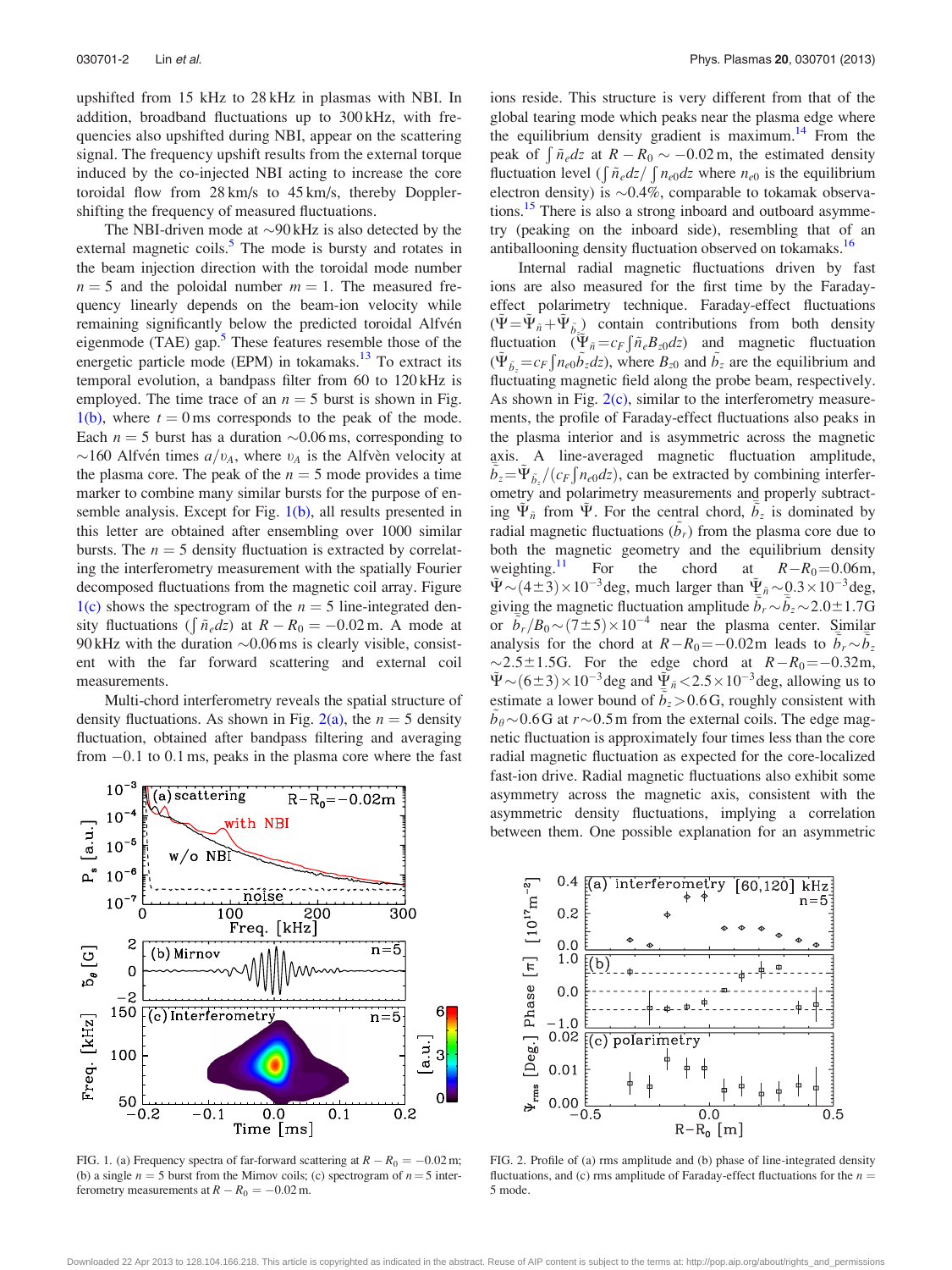upshifted from 15 kHz to 28 kHz in plasmas with NBI. In addition, broadband fluctuations up to 300 kHz, with frequencies also upshifted during NBI, appear on the scattering signal. The frequency upshift results from the external torque induced by the co-injected NBI acting to increase the core toroidal flow from 28 km/s to 45 km/s, thereby Doppler-shifting the frequency of measured fluctuations.

The NBI-driven mode at ~90 kHz is also detected by the external magnetic coils.[5] The mode is bursty and rotates in the beam injection direction with the toroidal mode number $n = 5$ and the poloidal number $m = 1$. The measured frequency linearly depends on the beam-ion velocity while remaining significantly below the predicted toroidal Alfvén eigenmode (TAE) gap.[5] These features resemble those of the energetic particle mode (EPM) in tokamaks.[13] To extract its temporal evolution, a bandpass filter from 60 to 120 kHz is employed. The time trace of an $n = 5$ burst is shown in Fig. 1(b), where $t = 0$ ms corresponds to the peak of the mode. Each $n = 5$ burst has a duration ~0.06 ms, corresponding to ~160 Alfvén times $a/v_A$, where $v_A$ is the Alfvèn velocity at the plasma core. The peak of the $n = 5$ mode provides a time marker to combine many similar bursts for the purpose of ensemble analysis. Except for Fig. 1(b), all results presented in this letter are obtained after ensembling over 1000 similar bursts. The $n = 5$ density fluctuation is extracted by correlating the interferometry measurement with the spatially Fourier decomposed fluctuations from the magnetic coil array. Figure 1(c) shows the spectrogram of the $n = 5$ line-integrated density fluctuations ($\int \tilde{n}_e dz$) at $R - R_0 = -0.02$ m. A mode at 90 kHz with the duration ~0.06 ms is clearly visible, consistent with the far forward scattering and external coil measurements.

Multi-chord interferometry reveals the spatial structure of density fluctuations. As shown in Fig. 2(a), the $n = 5$ density fluctuation, obtained after bandpass filtering and averaging from −0.1 to 0.1 ms, peaks in the plasma core where the fast ions reside. This structure is very different from that of the global tearing mode which peaks near the plasma edge where the equilibrium density gradient is maximum.[14] From the peak of $\int \tilde{n}_e dz$ at $R - R_0 \sim -0.02$ m, the estimated density fluctuation level ($\int \tilde{n}_e dz / \int n_{e0} dz$ where $n_{e0}$ is the equilibrium electron density) is ~0.4%, comparable to tokamak observations.[15] There is also a strong inboard and outboard asymmetry (peaking on the inboard side), resembling that of an antiballooning density fluctuation observed on tokamaks.[16]

FIG. 1. (a) Frequency spectra of far-forward scattering at $R - R_0 = -0.02$ m; (b) a single $n = 5$ burst from the Mirnov coils; (c) spectrogram of $n = 5$ interferometry measurements at $R - R_0 = -0.02$ m.

Internal radial magnetic fluctuations driven by fast ions are also measured for the first time by the Faraday-effect polarimetry technique. Faraday-effect fluctuations ($\tilde{\Psi} = \tilde{\Psi}_{\tilde{n}} + \tilde{\Psi}_{\tilde{b}_z}$) contain contributions from both density fluctuation ($\tilde{\Psi}_{\tilde{n}} = c_F \int \tilde{n}_e B_{z0} dz$) and magnetic fluctuation ($\tilde{\Psi}_{\tilde{b}_z} = c_F \int n_{e0} \tilde{b}_z dz$), where $B_{z0}$ and $\tilde{b}_z$ are the equilibrium and fluctuating magnetic field along the probe beam, respectively. As shown in Fig. 2(c), similar to the interferometry measurements, the profile of Faraday-effect fluctuations also peaks in the plasma interior and is asymmetric across the magnetic axis. A line-averaged magnetic fluctuation amplitude, $\bar{\tilde{b}}_z = \tilde{\Psi}_{\tilde{b}_z} / (c_F \int n_{e0} dz)$, can be extracted by combining interferometry and polarimetry measurements and properly subtracting $\tilde{\Psi}_{\tilde{n}}$ from $\tilde{\Psi}$. For the central chord, $\bar{\tilde{b}}_z$ is dominated by radial magnetic fluctuations ($\tilde{b}_r$) from the plasma core due to both the magnetic geometry and the equilibrium density weighting.[11] For the chord at $R - R_0 = 0.06$ m, $\tilde{\Psi} \sim (4 \pm 3) \times 10^{-3}$ deg, much larger than $\tilde{\Psi}_{\tilde{n}} \sim 0.3 \times 10^{-3}$ deg, giving the magnetic fluctuation amplitude $\tilde{b}_r \sim \bar{\tilde{b}}_z \sim 2.0 \pm 1.7$ G or $\tilde{b}_r / B_0 \sim (7 \pm 5) \times 10^{-4}$ near the plasma center. Similar analysis for the chord at $R - R_0 = -0.02$ m leads to $\tilde{b}_r \sim \bar{\tilde{b}}_z \sim 2.5 \pm 1.5$ G. For the edge chord at $R - R_0 = -0.32$ m, $\tilde{\Psi} \sim (6 \pm 3) \times 10^{-3}$ deg and $\tilde{\Psi}_{\tilde{n}} < 2.5 \times 10^{-3}$ deg, allowing us to estimate a lower bound of $\bar{\tilde{b}}_z > 0.6$ G, roughly consistent with $\tilde{b}_\theta \sim 0.6$ G at $r \sim 0.5$ m from the external coils. The edge magnetic fluctuation is approximately four times less than the core radial magnetic fluctuation as expected for the core-localized fast-ion drive. Radial magnetic fluctuations also exhibit some asymmetry across the magnetic axis, consistent with the asymmetric density fluctuations, implying a correlation between them. One possible explanation for an asymmetric

FIG. 2. Profile of (a) rms amplitude and (b) phase of line-integrated density fluctuations, and (c) rms amplitude of Faraday-effect fluctuations for the $n = 5$ mode.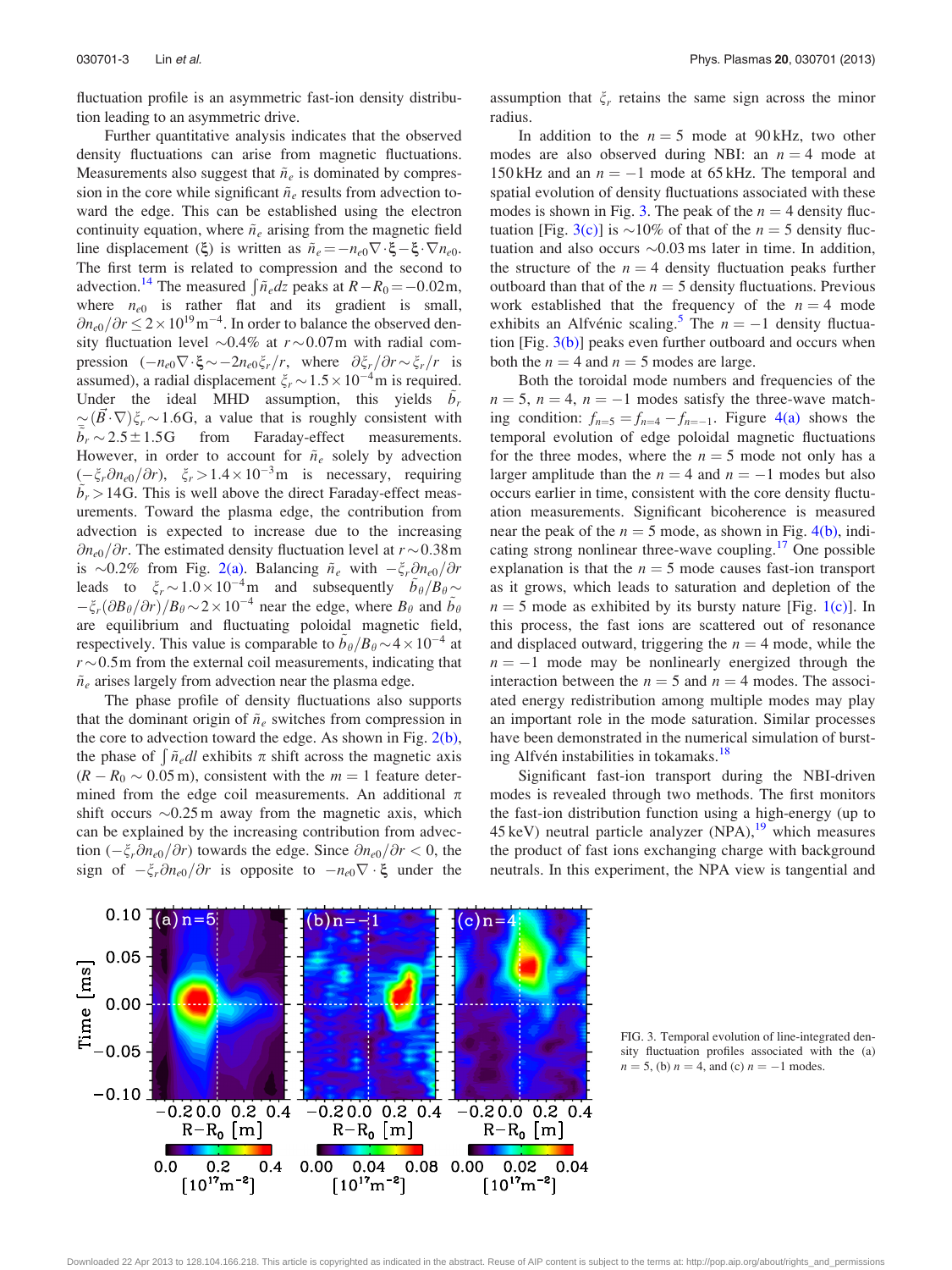fluctuation profile is an asymmetric fast-ion density distribution leading to an asymmetric drive.

Further quantitative analysis indicates that the observed density fluctuations can arise from magnetic fluctuations. Measurements also suggest that $\tilde{n}_e$ is dominated by compression in the core while significant $\tilde{n}_e$ results from advection toward the edge. This can be established using the electron continuity equation, where $\tilde{n}_e$ arising from the magnetic field line displacement ($\boldsymbol{\xi}$) is written as $\tilde{n}_e = -n_{e0}\nabla\cdot\boldsymbol{\xi} - \boldsymbol{\xi}\cdot\nabla n_{e0}$. The first term is related to compression and the second to advection.[14] The measured $\int \tilde{n}_e dz$ peaks at $R - R_0 = -0.02$m, where $n_{e0}$ is rather flat and its gradient is small, $\partial n_{e0}/\partial r \leq 2\times10^{19}\,\mathrm{m}^{-4}$. In order to balance the observed density fluctuation level $\sim$0.4% at $r\sim0.07$m with radial compression $(-n_{e0}\nabla\cdot\boldsymbol{\xi} \sim -2n_{e0}\xi_r/r$, where $\partial\xi_r/\partial r \sim \xi_r/r$ is assumed), a radial displacement $\xi_r \sim 1.5\times10^{-4}$m is required. Under the ideal MHD assumption, this yields $\tilde{b}_r \simeq (\vec{B}\cdot\nabla)\xi_r \sim 1.6$G, a value that is roughly consistent with $\tilde{b}_r \sim 2.5\pm1.5$G from Faraday-effect measurements. However, in order to account for $\tilde{n}_e$ solely by advection $(-\xi_r\partial n_{e0}/\partial r)$, $\xi_r > 1.4\times10^{-3}$m is necessary, requiring $\tilde{b}_r > 14$G. This is well above the direct Faraday-effect measurements. Toward the plasma edge, the contribution from advection is expected to increase due to the increasing $\partial n_{e0}/\partial r$. The estimated density fluctuation level at $r\sim0.38$m is $\sim$0.2% from Fig. 2(a). Balancing $\tilde{n}_e$ with $-\xi_r\partial n_{e0}/\partial r$ leads to $\xi_r \sim 1.0\times10^{-4}$m and subsequently $\tilde{b}_\theta/B_\theta \sim -\xi_r(\partial B_\theta/\partial r)/B_\theta \sim 2\times10^{-4}$ near the edge, where $B_\theta$ and $\tilde{b}_\theta$ are equilibrium and fluctuating poloidal magnetic field, respectively. This value is comparable to $\tilde{b}_\theta/B_\theta \sim 4\times10^{-4}$ at $r\sim0.5$m from the external coil measurements, indicating that $\tilde{n}_e$ arises largely from advection near the plasma edge.

The phase profile of density fluctuations also supports that the dominant origin of $\tilde{n}_e$ switches from compression in the core to advection toward the edge. As shown in Fig. 2(b), the phase of $\int \tilde{n}_e dl$ exhibits $\pi$ shift across the magnetic axis $(R - R_0 \sim 0.05$ m), consistent with the $m = 1$ feature determined from the edge coil measurements. An additional $\pi$ shift occurs $\sim$0.25 m away from the magnetic axis, which can be explained by the increasing contribution from advection $(-\xi_r\partial n_{e0}/\partial r)$ towards the edge. Since $\partial n_{e0}/\partial r < 0$, the sign of $-\xi_r\partial n_{e0}/\partial r$ is opposite to $-n_{e0}\nabla\cdot\boldsymbol{\xi}$ under the assumption that $\xi_r$ retains the same sign across the minor radius.

In addition to the $n = 5$ mode at 90 kHz, two other modes are also observed during NBI: an $n = 4$ mode at 150 kHz and an $n = -1$ mode at 65 kHz. The temporal and spatial evolution of density fluctuations associated with these modes is shown in Fig. 3. The peak of the $n = 4$ density fluctuation [Fig. 3(c)] is $\sim$10% of that of the $n = 5$ density fluctuation and also occurs $\sim$0.03 ms later in time. In addition, the structure of the $n = 4$ density fluctuation peaks further outboard than that of the $n = 5$ density fluctuations. Previous work established that the frequency of the $n = 4$ mode exhibits an Alfvénic scaling.[5] The $n = -1$ density fluctuation [Fig. 3(b)] peaks even further outboard and occurs when both the $n = 4$ and $n = 5$ modes are large.

Both the toroidal mode numbers and frequencies of the $n = 5$, $n = 4$, $n = -1$ modes satisfy the three-wave matching condition: $f_{n=5} = f_{n=4} - f_{n=-1}$. Figure 4(a) shows the temporal evolution of edge poloidal magnetic fluctuations for the three modes, where the $n = 5$ mode not only has a larger amplitude than the $n = 4$ and $n = -1$ modes but also occurs earlier in time, consistent with the core density fluctuation measurements. Significant bicoherence is measured near the peak of the $n = 5$ mode, as shown in Fig. 4(b), indicating strong nonlinear three-wave coupling.[17] One possible explanation is that the $n = 5$ mode causes fast-ion transport as it grows, which leads to saturation and depletion of the $n = 5$ mode as exhibited by its bursty nature [Fig. 1(c)]. In this process, the fast ions are scattered out of resonance and displaced outward, triggering the $n = 4$ mode, while the $n = -1$ mode may be nonlinearly energized through the interaction between the $n = 5$ and $n = 4$ modes. The associated energy redistribution among multiple modes may play an important role in the mode saturation. Similar processes have been demonstrated in the numerical simulation of bursting Alfvén instabilities in tokamaks.[18]

Significant fast-ion transport during the NBI-driven modes is revealed through two methods. The first monitors the fast-ion distribution function using a high-energy (up to 45 keV) neutral particle analyzer (NPA),[19] which measures the product of fast ions exchanging charge with background neutrals. In this experiment, the NPA view is tangential and

FIG. 3. Temporal evolution of line-integrated density fluctuation profiles associated with the (a) $n = 5$, (b) $n = 4$, and (c) $n = -1$ modes.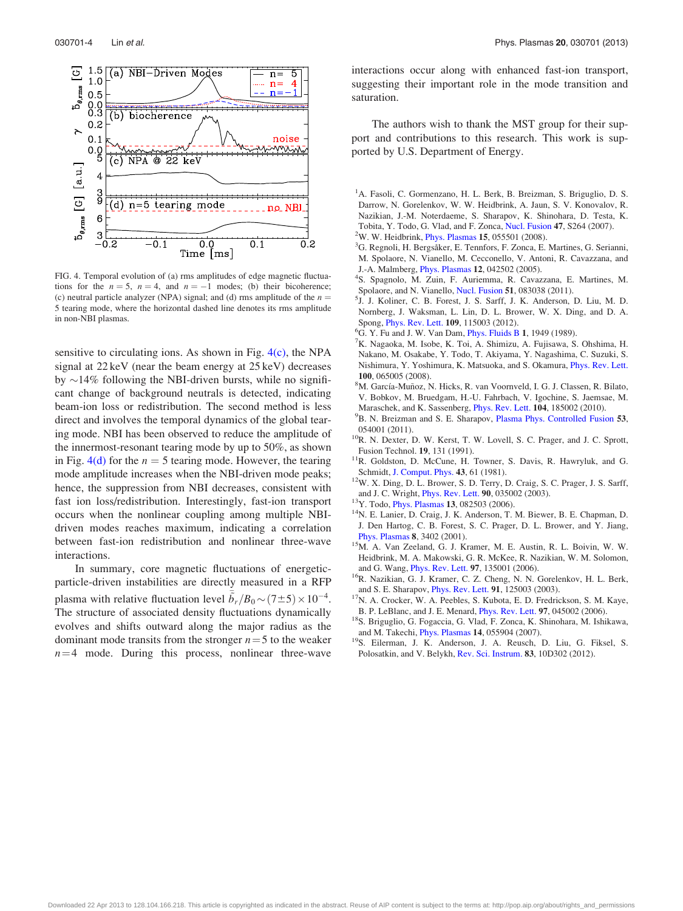(a) NBI−Driven Modes
n= 5
n= 4
n=−1
$\tilde{b}_{\theta,\mathrm{rms}}$ [G]
1.5
1.0
0.5
0.0
(b) bicoherence
$\gamma$
0.3
0.2
0.1
0.0
noise
(c) NPA @ 22 keV
[a.u.]
5
4
3
(d) n=5 tearing mode
no NBI
$\tilde{b}_{\theta,\mathrm{rms}}$ [G]
9
6
3
−0.2
−0.1
0.0
0.1
0.2
Time [ms]

FIG. 4. Temporal evolution of (a) rms amplitudes of edge magnetic fluctuations for the $n = 5$, $n = 4$, and $n = -1$ modes; (b) their bicoherence; (c) neutral particle analyzer (NPA) signal; and (d) rms amplitude of the $n = 5$ tearing mode, where the horizontal dashed line denotes its rms amplitude in non-NBI plasmas.

sensitive to circulating ions. As shown in Fig. 4(c), the NPA signal at 22 keV (near the beam energy at 25 keV) decreases by ∼14% following the NBI-driven bursts, while no significant change of background neutrals is detected, indicating beam-ion loss or redistribution. The second method is less direct and involves the temporal dynamics of the global tearing mode. NBI has been observed to reduce the amplitude of the innermost-resonant tearing mode by up to 50%, as shown in Fig. 4(d) for the $n = 5$ tearing mode. However, the tearing mode amplitude increases when the NBI-driven mode peaks; hence, the suppression from NBI decreases, consistent with fast ion loss/redistribution. Interestingly, fast-ion transport occurs when the nonlinear coupling among multiple NBI-driven modes reaches maximum, indicating a correlation between fast-ion redistribution and nonlinear three-wave interactions.

In summary, core magnetic fluctuations of energetic-particle-driven instabilities are directly measured in a RFP plasma with relative fluctuation level $\tilde{\bar{b}}_r/B_0 \sim (7\pm5)\times10^{-4}$. The structure of associated density fluctuations dynamically evolves and shifts outward along the major radius as the dominant mode transits from the stronger $n=5$ to the weaker $n=4$ mode. During this process, nonlinear three-wave interactions occur along with enhanced fast-ion transport, suggesting their important role in the mode transition and saturation.

The authors wish to thank the MST group for their support and contributions to this research. This work is supported by U.S. Department of Energy.

[1] A. Fasoli, C. Gormenzano, H. L. Berk, B. Breizman, S. Briguglio, D. S. Darrow, N. Gorelenkov, W. W. Heidbrink, A. Jaun, S. V. Konovalov, R. Nazikian, J.-M. Noterdaeme, S. Sharapov, K. Shinohara, D. Testa, K. Tobita, Y. Todo, G. Vlad, and F. Zonca, Nucl. Fusion **47**, S264 (2007).
[2] W. W. Heidbrink, Phys. Plasmas **15**, 055501 (2008).
[3] G. Regnoli, H. Bergsåker, E. Tennfors, F. Zonca, E. Martines, G. Serianni, M. Spolaore, N. Vianello, M. Cecconello, V. Antoni, R. Cavazzana, and J.-A. Malmberg, Phys. Plasmas **12**, 042502 (2005).
[4] S. Spagnolo, M. Zuin, F. Auriemma, R. Cavazzana, E. Martines, M. Spolaore, and N. Vianello, Nucl. Fusion **51**, 083038 (2011).
[5] J. J. Koliner, C. B. Forest, J. S. Sarff, J. K. Anderson, D. Liu, M. D. Nornberg, J. Waksman, L. Lin, D. L. Brower, W. X. Ding, and D. A. Spong, Phys. Rev. Lett. **109**, 115003 (2012).
[6] G. Y. Fu and J. W. Van Dam, Phys. Fluids B **1**, 1949 (1989).
[7] K. Nagaoka, M. Isobe, K. Toi, A. Shimizu, A. Fujisawa, S. Ohshima, H. Nakano, M. Osakabe, Y. Todo, T. Akiyama, Y. Nagashima, C. Suzuki, S. Nishimura, Y. Yoshimura, K. Matsuoka, and S. Okamura, Phys. Rev. Lett. **100**, 065005 (2008).
[8] M. García-Muñoz, N. Hicks, R. van Voornveld, I. G. J. Classen, R. Bilato, V. Bobkov, M. Bruedgam, H.-U. Fahrbach, V. Igochine, S. Jaemsae, M. Maraschek, and K. Sassenberg, Phys. Rev. Lett. **104**, 185002 (2010).
[9] B. N. Breizman and S. E. Sharapov, Plasma Phys. Controlled Fusion **53**, 054001 (2011).
[10] R. N. Dexter, D. W. Kerst, T. W. Lovell, S. C. Prager, and J. C. Sprott, Fusion Technol. **19**, 131 (1991).
[11] R. Goldston, D. McCune, H. Towner, S. Davis, R. Hawryluk, and G. Schmidt, J. Comput. Phys. **43**, 61 (1981).
[12] W. X. Ding, D. L. Brower, S. D. Terry, D. Craig, S. C. Prager, J. S. Sarff, and J. C. Wright, Phys. Rev. Lett. **90**, 035002 (2003).
[13] Y. Todo, Phys. Plasmas **13**, 082503 (2006).
[14] N. E. Lanier, D. Craig, J. K. Anderson, T. M. Biewer, B. E. Chapman, D. J. Den Hartog, C. B. Forest, S. C. Prager, D. L. Brower, and Y. Jiang, Phys. Plasmas **8**, 3402 (2001).
[15] M. A. Van Zeeland, G. J. Kramer, M. E. Austin, R. L. Boivin, W. W. Heidbrink, M. A. Makowski, G. R. McKee, R. Nazikian, W. M. Solomon, and G. Wang, Phys. Rev. Lett. **97**, 135001 (2006).
[16] R. Nazikian, G. J. Kramer, C. Z. Cheng, N. N. Gorelenkov, H. L. Berk, and S. E. Sharapov, Phys. Rev. Lett. **91**, 125003 (2003).
[17] N. A. Crocker, W. A. Peebles, S. Kubota, E. D. Fredrickson, S. M. Kaye, B. P. LeBlanc, and J. E. Menard, Phys. Rev. Lett. **97**, 045002 (2006).
[18] S. Briguglio, G. Fogaccia, G. Vlad, F. Zonca, K. Shinohara, M. Ishikawa, and M. Takechi, Phys. Plasmas **14**, 055904 (2007).
[19] S. Eilerman, J. K. Anderson, J. A. Reusch, D. Liu, G. Fiksel, S. Polosatkin, and V. Belykh, Rev. Sci. Instrum. **83**, 10D302 (2012).